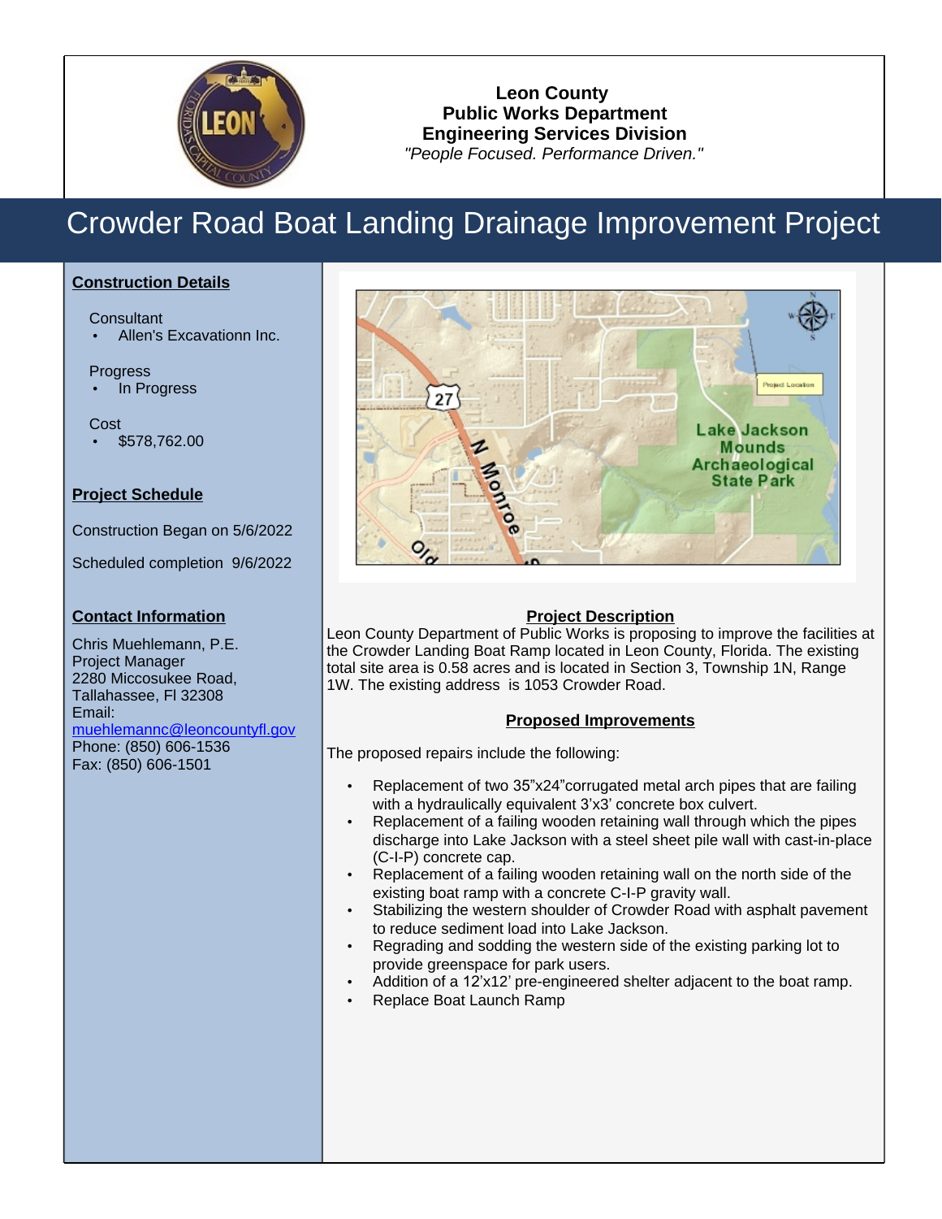**Leon County**
**Public Works Department**
**Engineering Services Division**
*"People Focused. Performance Driven."*

# Crowder Road Boat Landing Drainage Improvement Project

## Construction Details

Consultant
- Allen's Excavationn Inc.

Progress
- In Progress

Cost
- $578,762.00

## Project Schedule

Construction Began on 5/6/2022

Scheduled completion 9/6/2022

## Contact Information

Chris Muehlemann, P.E.
Project Manager
2280 Miccosukee Road,
Tallahassee, Fl 32308
Email:
muehlemannc@leoncountyfl.gov
Phone: (850) 606-1536
Fax: (850) 606-1501

## Project Description

Leon County Department of Public Works is proposing to improve the facilities at the Crowder Landing Boat Ramp located in Leon County, Florida. The existing total site area is 0.58 acres and is located in Section 3, Township 1N, Range 1W. The existing address is 1053 Crowder Road.

## Proposed Improvements

The proposed repairs include the following:

- Replacement of two 35"x24"corrugated metal arch pipes that are failing with a hydraulically equivalent 3'x3' concrete box culvert.
- Replacement of a failing wooden retaining wall through which the pipes discharge into Lake Jackson with a steel sheet pile wall with cast-in-place (C-I-P) concrete cap.
- Replacement of a failing wooden retaining wall on the north side of the existing boat ramp with a concrete C-I-P gravity wall.
- Stabilizing the western shoulder of Crowder Road with asphalt pavement to reduce sediment load into Lake Jackson.
- Regrading and sodding the western side of the existing parking lot to provide greenspace for park users.
- Addition of a 12'x12' pre-engineered shelter adjacent to the boat ramp.
- Replace Boat Launch Ramp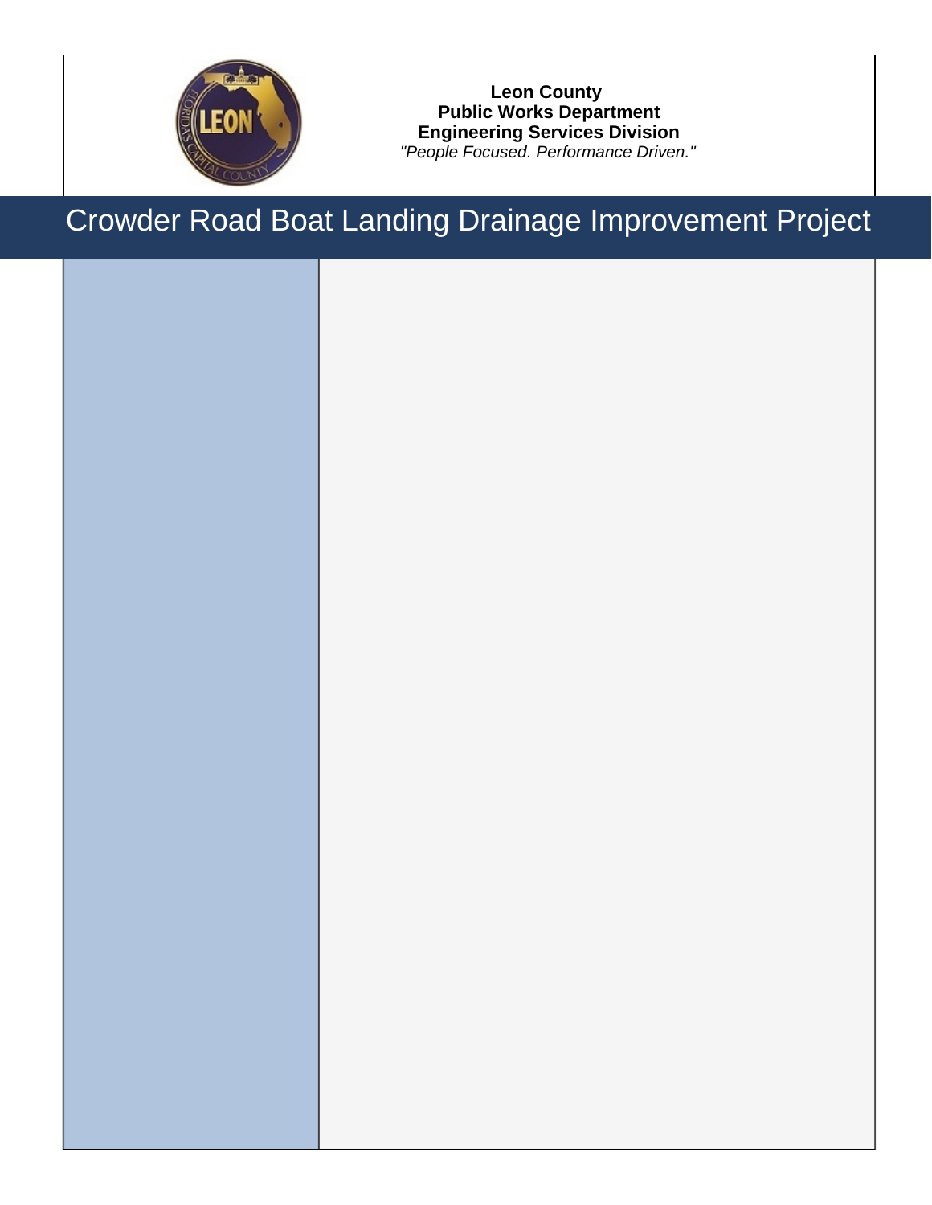**Leon County**
**Public Works Department**
**Engineering Services Division**
*"People Focused. Performance Driven."*

# Crowder Road Boat Landing Drainage Improvement Project